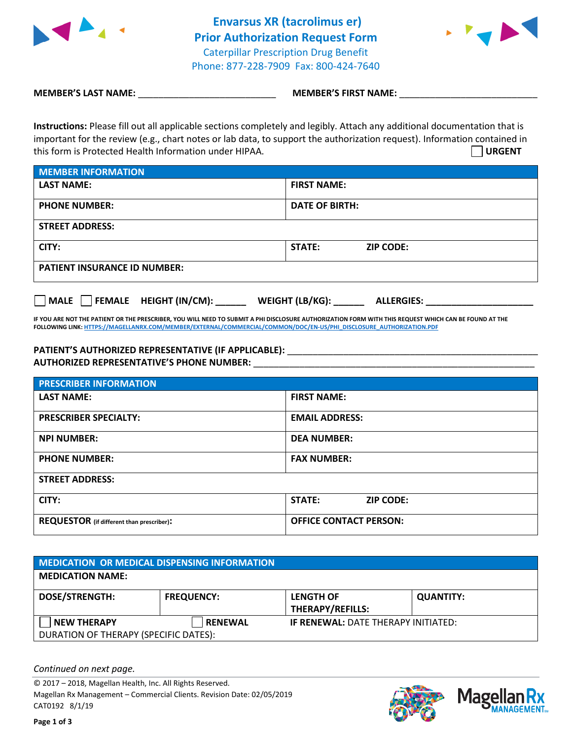# Envarsus XR (tacrolimus er) Prior Authorization Request Form

Caterpillar Prescription Drug Benefit
Phone: 877-228-7909 Fax: 800-424-7640

**MEMBER'S LAST NAME:** ___________________________ **MEMBER'S FIRST NAME:** ___________________________

**Instructions:** Please fill out all applicable sections completely and legibly. Attach any additional documentation that is important for the review (e.g., chart notes or lab data, to support the authorization request). Information contained in this form is Protected Health Information under HIPAA.

☐ **URGENT**

| **MEMBER INFORMATION** | | |
|---|---|---|
| **LAST NAME:** | **FIRST NAME:** | |
| **PHONE NUMBER:** | **DATE OF BIRTH:** | |
| **STREET ADDRESS:** | | |
| **CITY:** | **STATE:** | **ZIP CODE:** |
| **PATIENT INSURANCE ID NUMBER:** | | |

☐ **MALE** ☐ **FEMALE** **HEIGHT (IN/CM):** ______ **WEIGHT (LB/KG):** ______ **ALLERGIES:** ____________________

**IF YOU ARE NOT THE PATIENT OR THE PRESCRIBER, YOU WILL NEED TO SUBMIT A PHI DISCLOSURE AUTHORIZATION FORM WITH THIS REQUEST WHICH CAN BE FOUND AT THE FOLLOWING LINK:** HTTPS://MAGELLANRX.COM/MEMBER/EXTERNAL/COMMERCIAL/COMMON/DOC/EN-US/PHI_DISCLOSURE_AUTHORIZATION.PDF

**PATIENT'S AUTHORIZED REPRESENTATIVE (IF APPLICABLE):** ______________________________________________
**AUTHORIZED REPRESENTATIVE'S PHONE NUMBER:** ______________________________________________

| **PRESCRIBER INFORMATION** | | |
|---|---|---|
| **LAST NAME:** | **FIRST NAME:** | |
| **PRESCRIBER SPECIALTY:** | **EMAIL ADDRESS:** | |
| **NPI NUMBER:** | **DEA NUMBER:** | |
| **PHONE NUMBER:** | **FAX NUMBER:** | |
| **STREET ADDRESS:** | | |
| **CITY:** | **STATE:** | **ZIP CODE:** |
| **REQUESTOR** (if different than prescriber)**:** | **OFFICE CONTACT PERSON:** | |

| **MEDICATION OR MEDICAL DISPENSING INFORMATION** | | | |
|---|---|---|---|
| **MEDICATION NAME:** | | | |
| **DOSE/STRENGTH:** | **FREQUENCY:** | **LENGTH OF THERAPY/REFILLS:** | **QUANTITY:** |
| ☐ **NEW THERAPY** | ☐ **RENEWAL** | **IF RENEWAL:** DATE THERAPY INITIATED: | |
| DURATION OF THERAPY (SPECIFIC DATES): | | | |

*Continued on next page.*

© 2017 – 2018, Magellan Health, Inc. All Rights Reserved.
Magellan Rx Management – Commercial Clients. Revision Date: 02/05/2019
CAT0192 8/1/19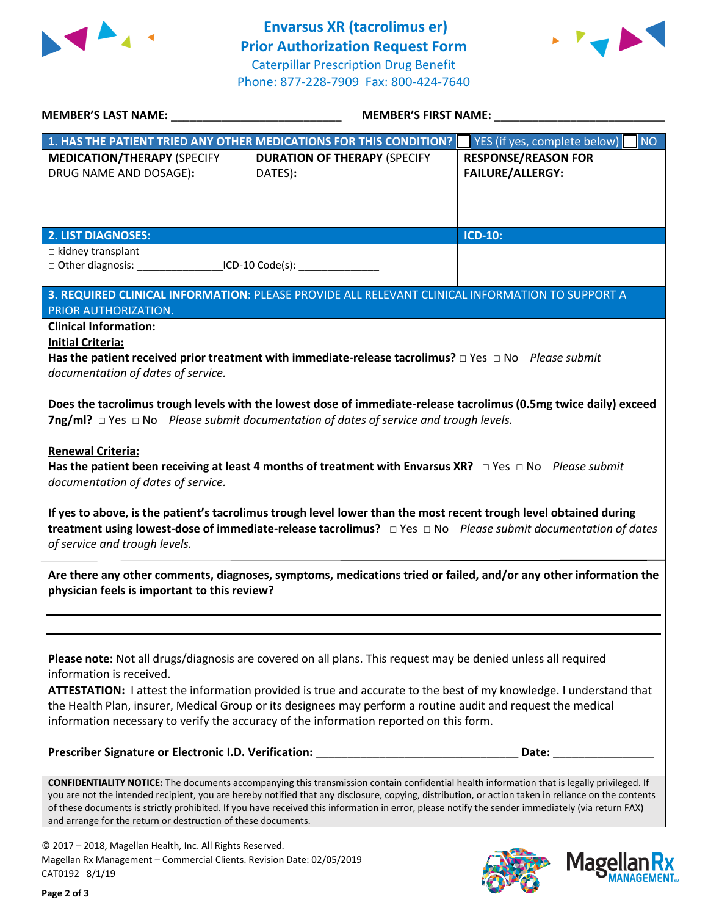# Envarsus XR (tacrolimus er)
# Prior Authorization Request Form

Caterpillar Prescription Drug Benefit
Phone: 877-228-7909 Fax: 800-424-7640

**MEMBER'S LAST NAME:** ___________________________ **MEMBER'S FIRST NAME:** ___________________________

| 1. HAS THE PATIENT TRIED ANY OTHER MEDICATIONS FOR THIS CONDITION? | | ☐ YES (if yes, complete below) ☐ NO |
|---|---|---|
| **MEDICATION/THERAPY** (SPECIFY DRUG NAME AND DOSAGE): | **DURATION OF THERAPY** (SPECIFY DATES): | **RESPONSE/REASON FOR FAILURE/ALLERGY:** |
| | | |

| 2. LIST DIAGNOSES: | ICD-10: |
|---|---|
| □ kidney transplant<br>□ Other diagnosis: _______________ICD-10 Code(s): ______________ | |

**3. REQUIRED CLINICAL INFORMATION:** PLEASE PROVIDE ALL RELEVANT CLINICAL INFORMATION TO SUPPORT A PRIOR AUTHORIZATION.

**Clinical Information:**

**Initial Criteria:**

**Has the patient received prior treatment with immediate-release tacrolimus?** □ Yes □ No *Please submit documentation of dates of service.*

**Does the tacrolimus trough levels with the lowest dose of immediate-release tacrolimus (0.5mg twice daily) exceed 7ng/ml?** □ Yes □ No *Please submit documentation of dates of service and trough levels.*

**Renewal Criteria:**

**Has the patient been receiving at least 4 months of treatment with Envarsus XR?** □ Yes □ No *Please submit documentation of dates of service.*

**If yes to above, is the patient's tacrolimus trough level lower than the most recent trough level obtained during treatment using lowest-dose of immediate-release tacrolimus?** □ Yes □ No *Please submit documentation of dates of service and trough levels.*

**Are there any other comments, diagnoses, symptoms, medications tried or failed, and/or any other information the physician feels is important to this review?**

_______________________________________________________________

_______________________________________________________________

**Please note:** Not all drugs/diagnosis are covered on all plans. This request may be denied unless all required information is received.

**ATTESTATION:** I attest the information provided is true and accurate to the best of my knowledge. I understand that the Health Plan, insurer, Medical Group or its designees may perform a routine audit and request the medical information necessary to verify the accuracy of the information reported on this form.

**Prescriber Signature or Electronic I.D. Verification:** ________________________________ **Date:** ________________

**CONFIDENTIALITY NOTICE:** The documents accompanying this transmission contain confidential health information that is legally privileged. If you are not the intended recipient, you are hereby notified that any disclosure, copying, distribution, or action taken in reliance on the contents of these documents is strictly prohibited. If you have received this information in error, please notify the sender immediately (via return FAX) and arrange for the return or destruction of these documents.

© 2017 – 2018, Magellan Health, Inc. All Rights Reserved.
Magellan Rx Management – Commercial Clients. Revision Date: 02/05/2019
CAT0192 8/1/19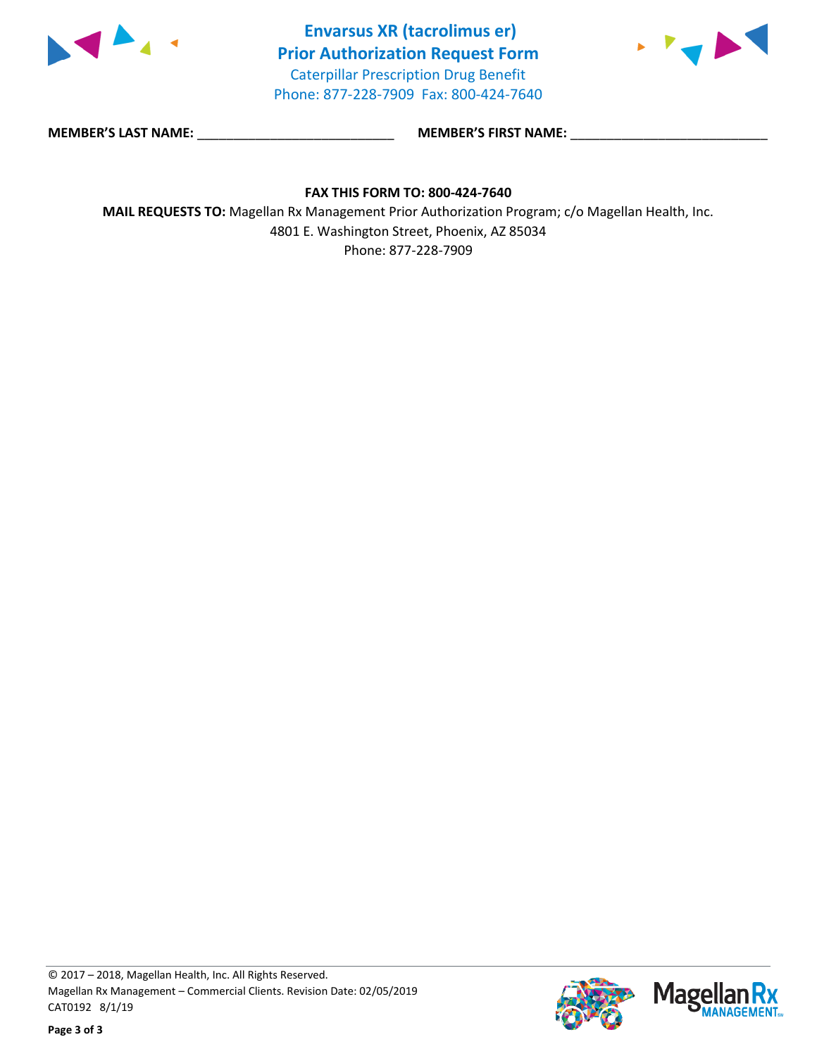MEMBER'S LAST NAME: ___________________________ MEMBER'S FIRST NAME: ___________________________

**FAX THIS FORM TO: 800-424-7640**

**MAIL REQUESTS TO:** Magellan Rx Management Prior Authorization Program; c/o Magellan Health, Inc.
4801 E. Washington Street, Phoenix, AZ 85034
Phone: 877-228-7909

© 2017 – 2018, Magellan Health, Inc. All Rights Reserved.
Magellan Rx Management – Commercial Clients. Revision Date: 02/05/2019
CAT0192 8/1/19